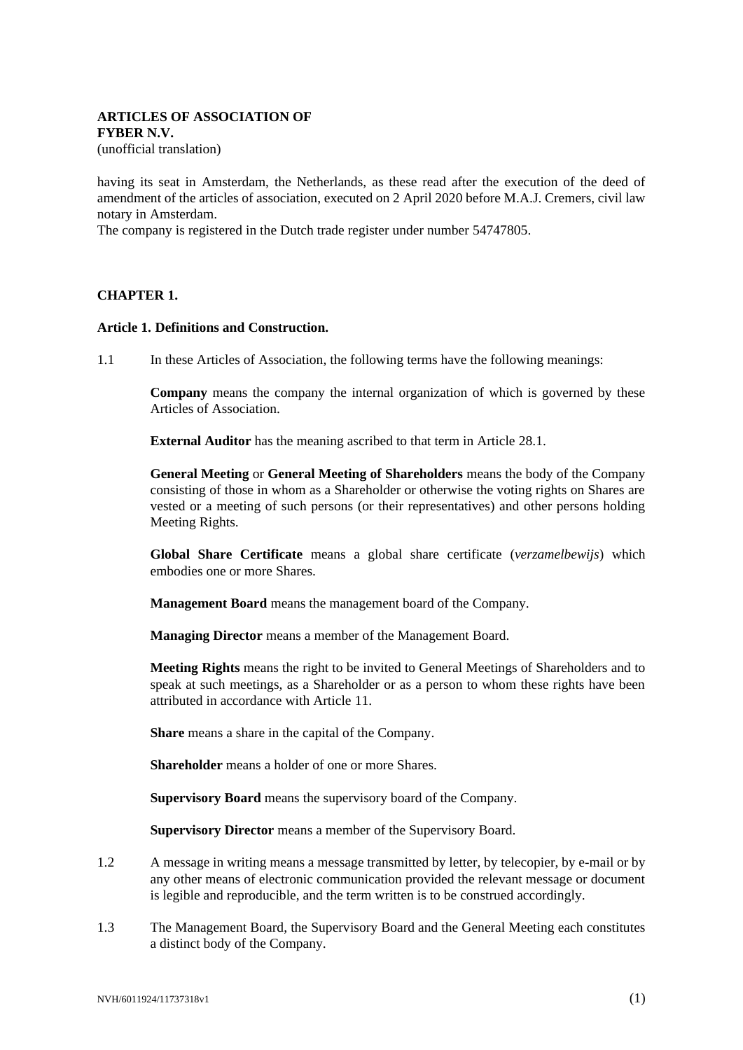**ARTICLES OF ASSOCIATION OF**
**FYBER N.V.**
(unofficial translation)

having its seat in Amsterdam, the Netherlands, as these read after the execution of the deed of amendment of the articles of association, executed on 2 April 2020 before M.A.J. Cremers, civil law notary in Amsterdam.
The company is registered in the Dutch trade register under number 54747805.

## CHAPTER 1.

### Article 1. Definitions and Construction.

1.1 In these Articles of Association, the following terms have the following meanings:

**Company** means the company the internal organization of which is governed by these Articles of Association.

**External Auditor** has the meaning ascribed to that term in Article 28.1.

**General Meeting** or **General Meeting of Shareholders** means the body of the Company consisting of those in whom as a Shareholder or otherwise the voting rights on Shares are vested or a meeting of such persons (or their representatives) and other persons holding Meeting Rights.

**Global Share Certificate** means a global share certificate (*verzamelbewijs*) which embodies one or more Shares.

**Management Board** means the management board of the Company.

**Managing Director** means a member of the Management Board.

**Meeting Rights** means the right to be invited to General Meetings of Shareholders and to speak at such meetings, as a Shareholder or as a person to whom these rights have been attributed in accordance with Article 11.

**Share** means a share in the capital of the Company.

**Shareholder** means a holder of one or more Shares.

**Supervisory Board** means the supervisory board of the Company.

**Supervisory Director** means a member of the Supervisory Board.

1.2 A message in writing means a message transmitted by letter, by telecopier, by e-mail or by any other means of electronic communication provided the relevant message or document is legible and reproducible, and the term written is to be construed accordingly.

1.3 The Management Board, the Supervisory Board and the General Meeting each constitutes a distinct body of the Company.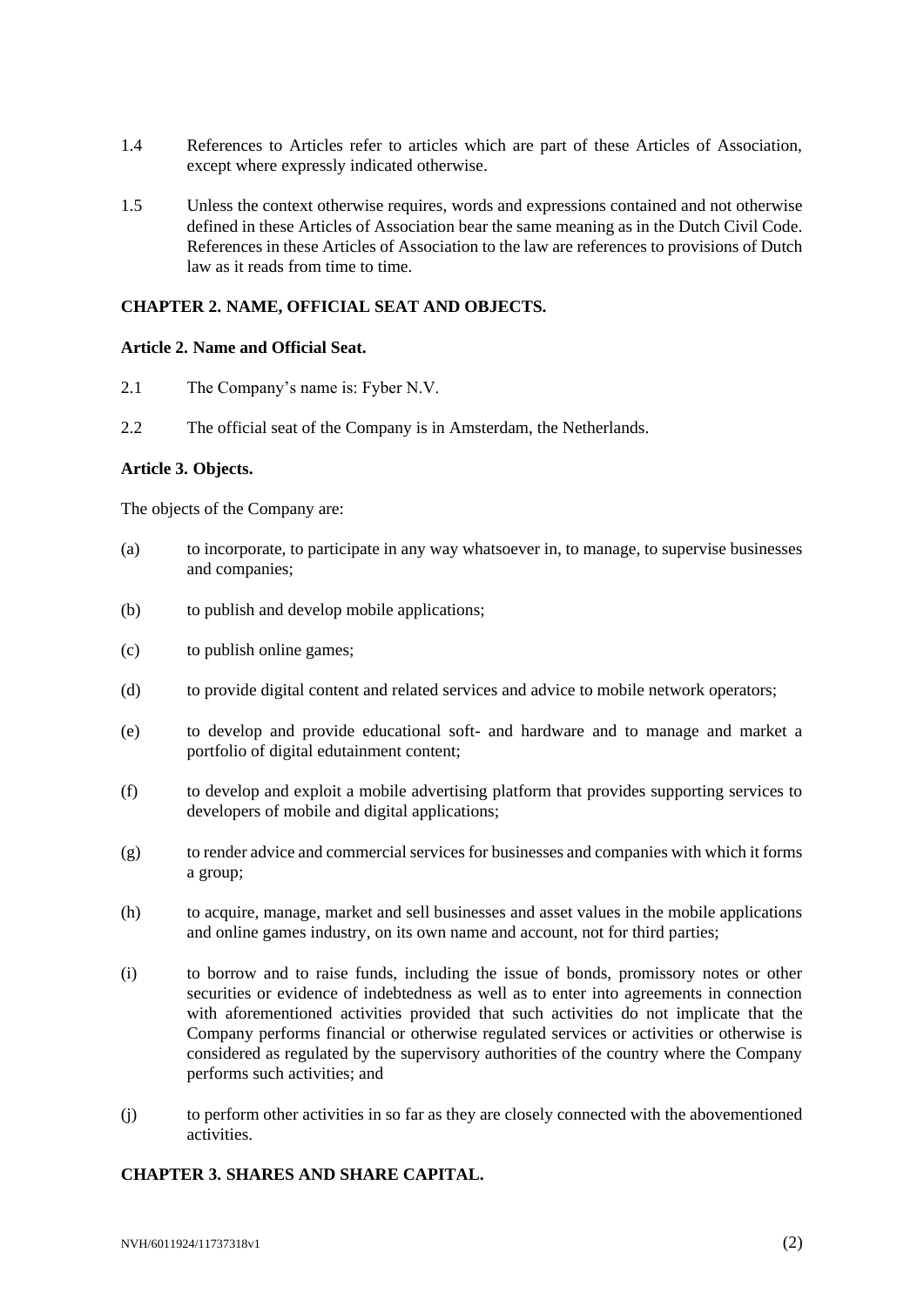1.4 References to Articles refer to articles which are part of these Articles of Association, except where expressly indicated otherwise.

1.5 Unless the context otherwise requires, words and expressions contained and not otherwise defined in these Articles of Association bear the same meaning as in the Dutch Civil Code. References in these Articles of Association to the law are references to provisions of Dutch law as it reads from time to time.

## CHAPTER 2. NAME, OFFICIAL SEAT AND OBJECTS.

### Article 2. Name and Official Seat.

2.1 The Company's name is: Fyber N.V.

2.2 The official seat of the Company is in Amsterdam, the Netherlands.

### Article 3. Objects.

The objects of the Company are:

(a) to incorporate, to participate in any way whatsoever in, to manage, to supervise businesses and companies;

(b) to publish and develop mobile applications;

(c) to publish online games;

(d) to provide digital content and related services and advice to mobile network operators;

(e) to develop and provide educational soft- and hardware and to manage and market a portfolio of digital edutainment content;

(f) to develop and exploit a mobile advertising platform that provides supporting services to developers of mobile and digital applications;

(g) to render advice and commercial services for businesses and companies with which it forms a group;

(h) to acquire, manage, market and sell businesses and asset values in the mobile applications and online games industry, on its own name and account, not for third parties;

(i) to borrow and to raise funds, including the issue of bonds, promissory notes or other securities or evidence of indebtedness as well as to enter into agreements in connection with aforementioned activities provided that such activities do not implicate that the Company performs financial or otherwise regulated services or activities or otherwise is considered as regulated by the supervisory authorities of the country where the Company performs such activities; and

(j) to perform other activities in so far as they are closely connected with the abovementioned activities.

## CHAPTER 3. SHARES AND SHARE CAPITAL.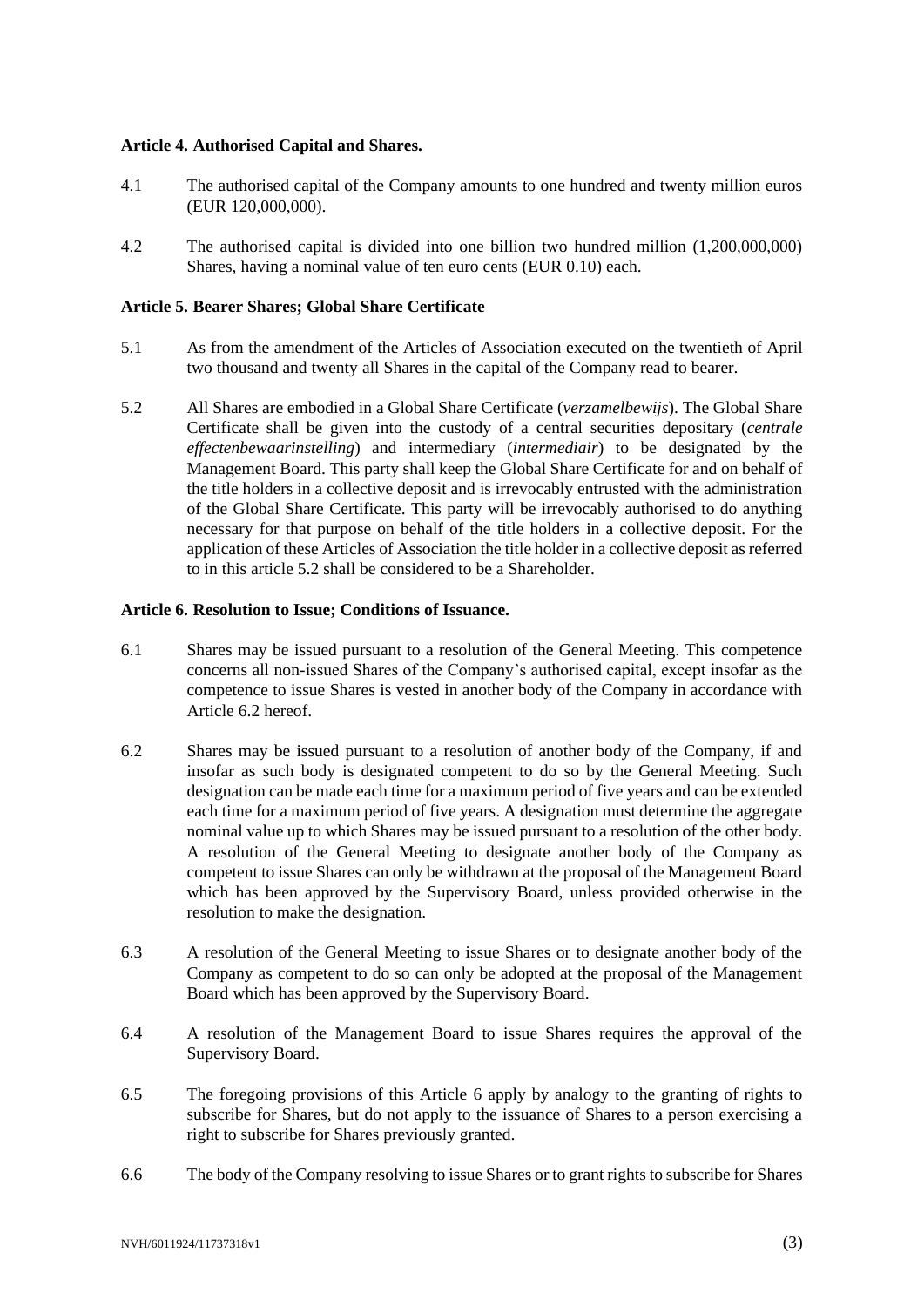**Article 4. Authorised Capital and Shares.**

4.1 The authorised capital of the Company amounts to one hundred and twenty million euros (EUR 120,000,000).

4.2 The authorised capital is divided into one billion two hundred million (1,200,000,000) Shares, having a nominal value of ten euro cents (EUR 0.10) each.

**Article 5. Bearer Shares; Global Share Certificate**

5.1 As from the amendment of the Articles of Association executed on the twentieth of April two thousand and twenty all Shares in the capital of the Company read to bearer.

5.2 All Shares are embodied in a Global Share Certificate (*verzamelbewijs*). The Global Share Certificate shall be given into the custody of a central securities depositary (*centrale effectenbewaarinstelling*) and intermediary (*intermediair*) to be designated by the Management Board. This party shall keep the Global Share Certificate for and on behalf of the title holders in a collective deposit and is irrevocably entrusted with the administration of the Global Share Certificate. This party will be irrevocably authorised to do anything necessary for that purpose on behalf of the title holders in a collective deposit. For the application of these Articles of Association the title holder in a collective deposit as referred to in this article 5.2 shall be considered to be a Shareholder.

**Article 6. Resolution to Issue; Conditions of Issuance.**

6.1 Shares may be issued pursuant to a resolution of the General Meeting. This competence concerns all non-issued Shares of the Company's authorised capital, except insofar as the competence to issue Shares is vested in another body of the Company in accordance with Article 6.2 hereof.

6.2 Shares may be issued pursuant to a resolution of another body of the Company, if and insofar as such body is designated competent to do so by the General Meeting. Such designation can be made each time for a maximum period of five years and can be extended each time for a maximum period of five years. A designation must determine the aggregate nominal value up to which Shares may be issued pursuant to a resolution of the other body. A resolution of the General Meeting to designate another body of the Company as competent to issue Shares can only be withdrawn at the proposal of the Management Board which has been approved by the Supervisory Board, unless provided otherwise in the resolution to make the designation.

6.3 A resolution of the General Meeting to issue Shares or to designate another body of the Company as competent to do so can only be adopted at the proposal of the Management Board which has been approved by the Supervisory Board.

6.4 A resolution of the Management Board to issue Shares requires the approval of the Supervisory Board.

6.5 The foregoing provisions of this Article 6 apply by analogy to the granting of rights to subscribe for Shares, but do not apply to the issuance of Shares to a person exercising a right to subscribe for Shares previously granted.

6.6 The body of the Company resolving to issue Shares or to grant rights to subscribe for Shares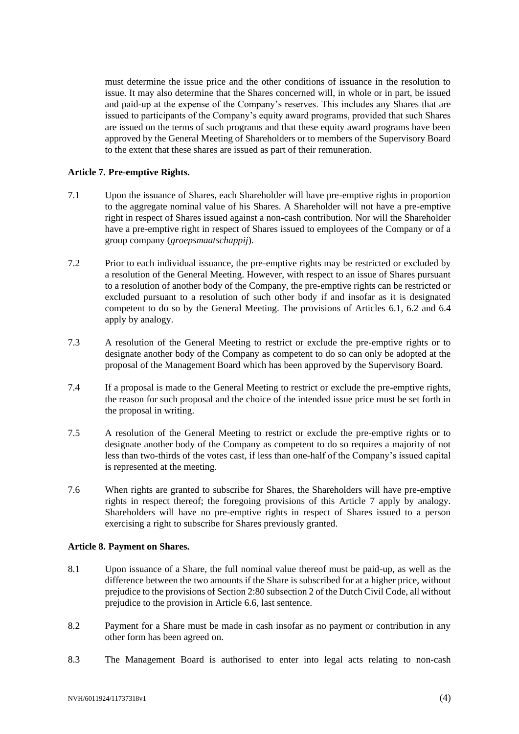must determine the issue price and the other conditions of issuance in the resolution to issue. It may also determine that the Shares concerned will, in whole or in part, be issued and paid-up at the expense of the Company's reserves. This includes any Shares that are issued to participants of the Company's equity award programs, provided that such Shares are issued on the terms of such programs and that these equity award programs have been approved by the General Meeting of Shareholders or to members of the Supervisory Board to the extent that these shares are issued as part of their remuneration.

**Article 7. Pre-emptive Rights.**

7.1 Upon the issuance of Shares, each Shareholder will have pre-emptive rights in proportion to the aggregate nominal value of his Shares. A Shareholder will not have a pre-emptive right in respect of Shares issued against a non-cash contribution. Nor will the Shareholder have a pre-emptive right in respect of Shares issued to employees of the Company or of a group company (*groepsmaatschappij*).

7.2 Prior to each individual issuance, the pre-emptive rights may be restricted or excluded by a resolution of the General Meeting. However, with respect to an issue of Shares pursuant to a resolution of another body of the Company, the pre-emptive rights can be restricted or excluded pursuant to a resolution of such other body if and insofar as it is designated competent to do so by the General Meeting. The provisions of Articles 6.1, 6.2 and 6.4 apply by analogy.

7.3 A resolution of the General Meeting to restrict or exclude the pre-emptive rights or to designate another body of the Company as competent to do so can only be adopted at the proposal of the Management Board which has been approved by the Supervisory Board.

7.4 If a proposal is made to the General Meeting to restrict or exclude the pre-emptive rights, the reason for such proposal and the choice of the intended issue price must be set forth in the proposal in writing.

7.5 A resolution of the General Meeting to restrict or exclude the pre-emptive rights or to designate another body of the Company as competent to do so requires a majority of not less than two-thirds of the votes cast, if less than one-half of the Company's issued capital is represented at the meeting.

7.6 When rights are granted to subscribe for Shares, the Shareholders will have pre-emptive rights in respect thereof; the foregoing provisions of this Article 7 apply by analogy. Shareholders will have no pre-emptive rights in respect of Shares issued to a person exercising a right to subscribe for Shares previously granted.

**Article 8. Payment on Shares.**

8.1 Upon issuance of a Share, the full nominal value thereof must be paid-up, as well as the difference between the two amounts if the Share is subscribed for at a higher price, without prejudice to the provisions of Section 2:80 subsection 2 of the Dutch Civil Code, all without prejudice to the provision in Article 6.6, last sentence.

8.2 Payment for a Share must be made in cash insofar as no payment or contribution in any other form has been agreed on.

8.3 The Management Board is authorised to enter into legal acts relating to non-cash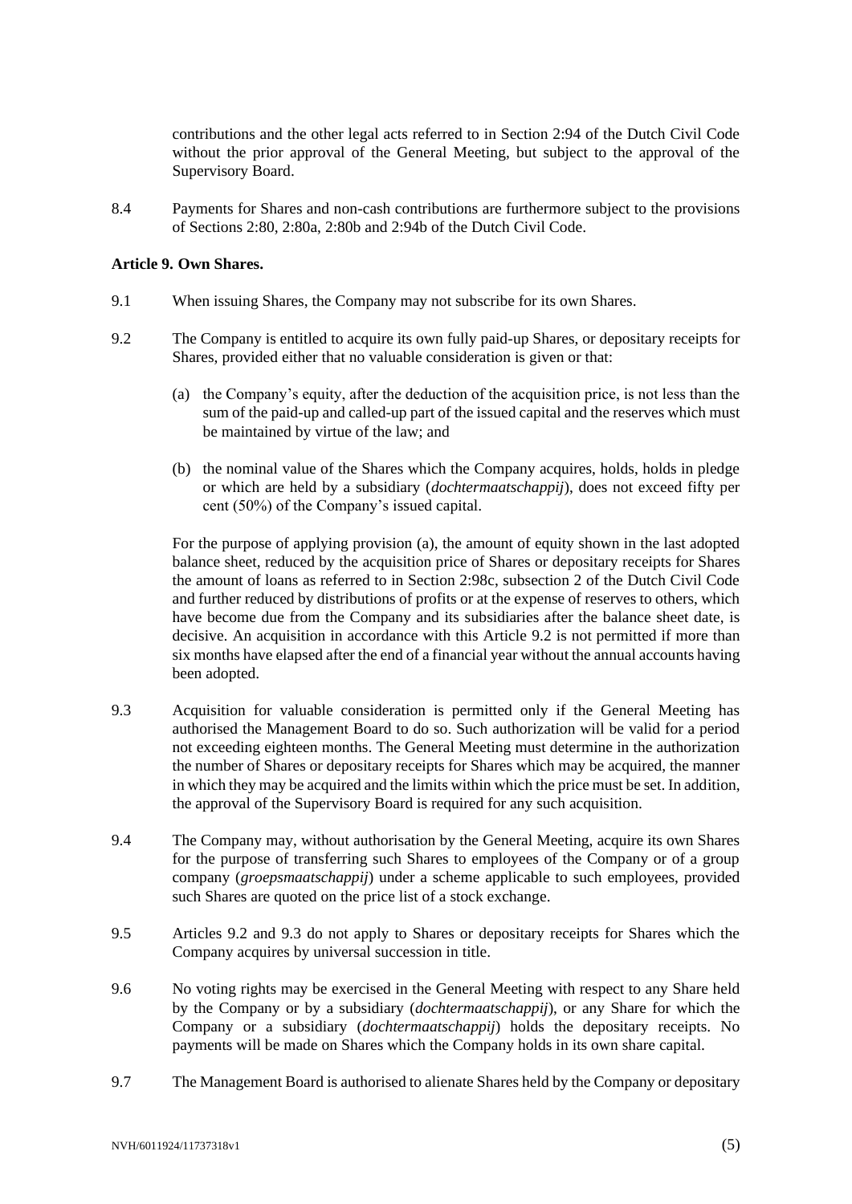contributions and the other legal acts referred to in Section 2:94 of the Dutch Civil Code without the prior approval of the General Meeting, but subject to the approval of the Supervisory Board.

8.4 Payments for Shares and non-cash contributions are furthermore subject to the provisions of Sections 2:80, 2:80a, 2:80b and 2:94b of the Dutch Civil Code.

**Article 9. Own Shares.**

9.1 When issuing Shares, the Company may not subscribe for its own Shares.

9.2 The Company is entitled to acquire its own fully paid-up Shares, or depositary receipts for Shares, provided either that no valuable consideration is given or that:

(a) the Company's equity, after the deduction of the acquisition price, is not less than the sum of the paid-up and called-up part of the issued capital and the reserves which must be maintained by virtue of the law; and

(b) the nominal value of the Shares which the Company acquires, holds, holds in pledge or which are held by a subsidiary (*dochtermaatschappij*), does not exceed fifty per cent (50%) of the Company's issued capital.

For the purpose of applying provision (a), the amount of equity shown in the last adopted balance sheet, reduced by the acquisition price of Shares or depositary receipts for Shares the amount of loans as referred to in Section 2:98c, subsection 2 of the Dutch Civil Code and further reduced by distributions of profits or at the expense of reserves to others, which have become due from the Company and its subsidiaries after the balance sheet date, is decisive. An acquisition in accordance with this Article 9.2 is not permitted if more than six months have elapsed after the end of a financial year without the annual accounts having been adopted.

9.3 Acquisition for valuable consideration is permitted only if the General Meeting has authorised the Management Board to do so. Such authorization will be valid for a period not exceeding eighteen months. The General Meeting must determine in the authorization the number of Shares or depositary receipts for Shares which may be acquired, the manner in which they may be acquired and the limits within which the price must be set. In addition, the approval of the Supervisory Board is required for any such acquisition.

9.4 The Company may, without authorisation by the General Meeting, acquire its own Shares for the purpose of transferring such Shares to employees of the Company or of a group company (*groepsmaatschappij*) under a scheme applicable to such employees, provided such Shares are quoted on the price list of a stock exchange.

9.5 Articles 9.2 and 9.3 do not apply to Shares or depositary receipts for Shares which the Company acquires by universal succession in title.

9.6 No voting rights may be exercised in the General Meeting with respect to any Share held by the Company or by a subsidiary (*dochtermaatschappij*), or any Share for which the Company or a subsidiary (*dochtermaatschappij*) holds the depositary receipts. No payments will be made on Shares which the Company holds in its own share capital.

9.7 The Management Board is authorised to alienate Shares held by the Company or depositary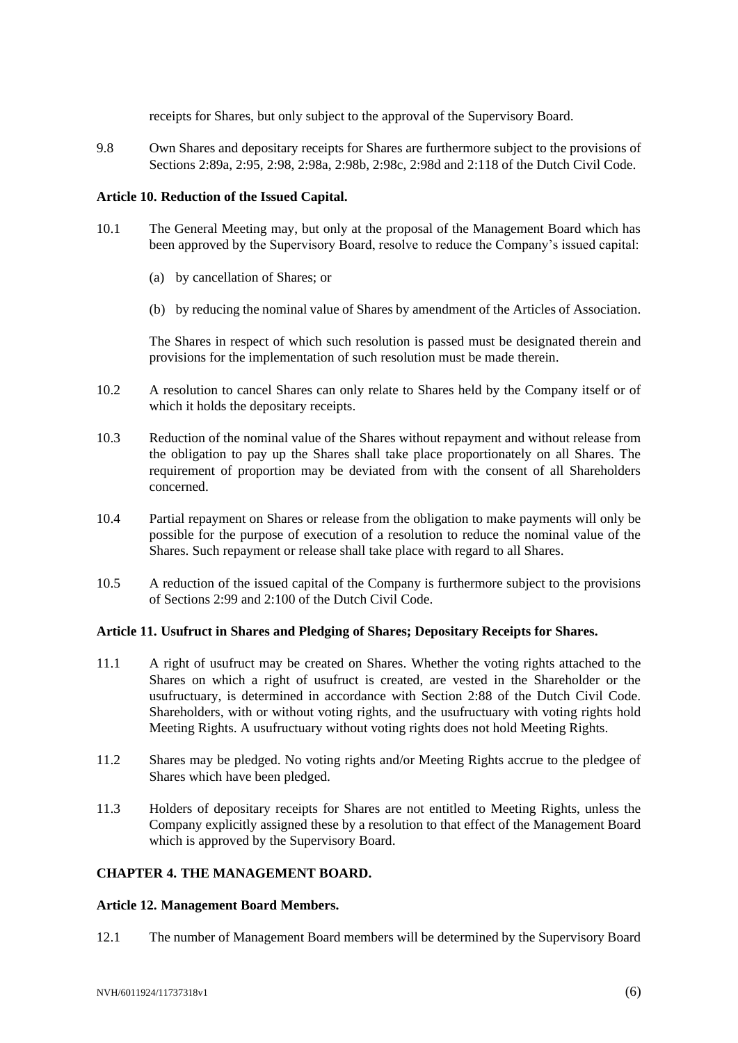receipts for Shares, but only subject to the approval of the Supervisory Board.

9.8 Own Shares and depositary receipts for Shares are furthermore subject to the provisions of Sections 2:89a, 2:95, 2:98, 2:98a, 2:98b, 2:98c, 2:98d and 2:118 of the Dutch Civil Code.

**Article 10. Reduction of the Issued Capital.**

10.1 The General Meeting may, but only at the proposal of the Management Board which has been approved by the Supervisory Board, resolve to reduce the Company's issued capital:

(a) by cancellation of Shares; or

(b) by reducing the nominal value of Shares by amendment of the Articles of Association.

The Shares in respect of which such resolution is passed must be designated therein and provisions for the implementation of such resolution must be made therein.

10.2 A resolution to cancel Shares can only relate to Shares held by the Company itself or of which it holds the depositary receipts.

10.3 Reduction of the nominal value of the Shares without repayment and without release from the obligation to pay up the Shares shall take place proportionately on all Shares. The requirement of proportion may be deviated from with the consent of all Shareholders concerned.

10.4 Partial repayment on Shares or release from the obligation to make payments will only be possible for the purpose of execution of a resolution to reduce the nominal value of the Shares. Such repayment or release shall take place with regard to all Shares.

10.5 A reduction of the issued capital of the Company is furthermore subject to the provisions of Sections 2:99 and 2:100 of the Dutch Civil Code.

**Article 11. Usufruct in Shares and Pledging of Shares; Depositary Receipts for Shares.**

11.1 A right of usufruct may be created on Shares. Whether the voting rights attached to the Shares on which a right of usufruct is created, are vested in the Shareholder or the usufructuary, is determined in accordance with Section 2:88 of the Dutch Civil Code. Shareholders, with or without voting rights, and the usufructuary with voting rights hold Meeting Rights. A usufructuary without voting rights does not hold Meeting Rights.

11.2 Shares may be pledged. No voting rights and/or Meeting Rights accrue to the pledgee of Shares which have been pledged.

11.3 Holders of depositary receipts for Shares are not entitled to Meeting Rights, unless the Company explicitly assigned these by a resolution to that effect of the Management Board which is approved by the Supervisory Board.

## CHAPTER 4. THE MANAGEMENT BOARD.

**Article 12. Management Board Members.**

12.1 The number of Management Board members will be determined by the Supervisory Board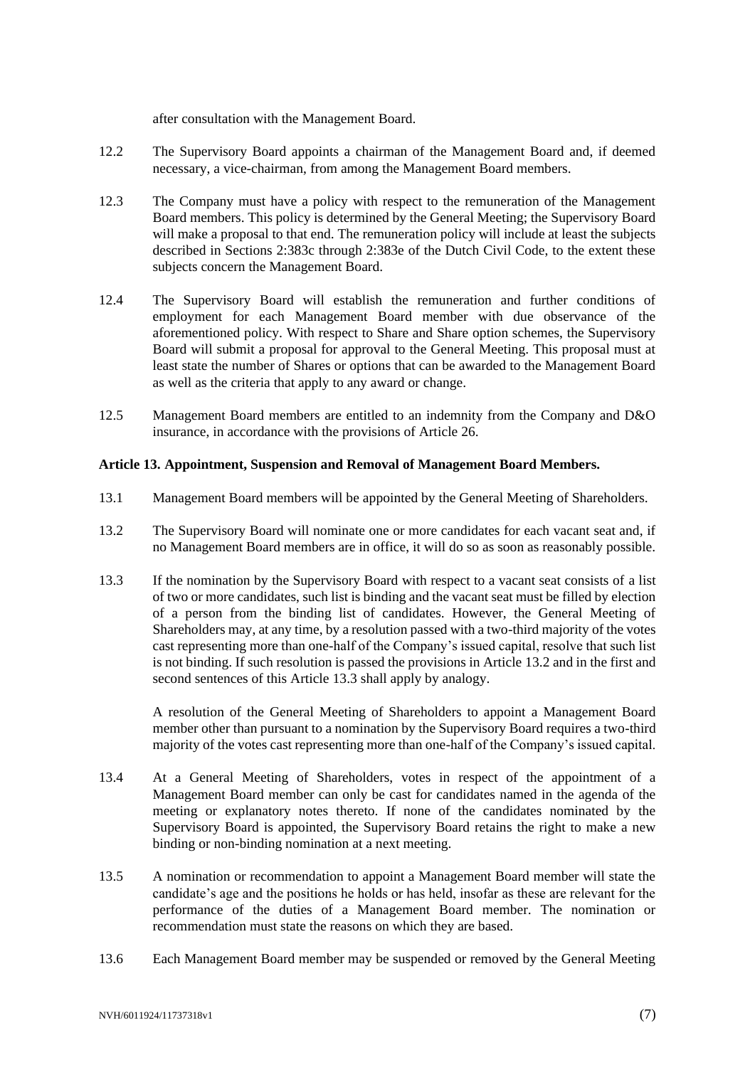after consultation with the Management Board.

12.2 The Supervisory Board appoints a chairman of the Management Board and, if deemed necessary, a vice-chairman, from among the Management Board members.

12.3 The Company must have a policy with respect to the remuneration of the Management Board members. This policy is determined by the General Meeting; the Supervisory Board will make a proposal to that end. The remuneration policy will include at least the subjects described in Sections 2:383c through 2:383e of the Dutch Civil Code, to the extent these subjects concern the Management Board.

12.4 The Supervisory Board will establish the remuneration and further conditions of employment for each Management Board member with due observance of the aforementioned policy. With respect to Share and Share option schemes, the Supervisory Board will submit a proposal for approval to the General Meeting. This proposal must at least state the number of Shares or options that can be awarded to the Management Board as well as the criteria that apply to any award or change.

12.5 Management Board members are entitled to an indemnity from the Company and D&O insurance, in accordance with the provisions of Article 26.

**Article 13. Appointment, Suspension and Removal of Management Board Members.**

13.1 Management Board members will be appointed by the General Meeting of Shareholders.

13.2 The Supervisory Board will nominate one or more candidates for each vacant seat and, if no Management Board members are in office, it will do so as soon as reasonably possible.

13.3 If the nomination by the Supervisory Board with respect to a vacant seat consists of a list of two or more candidates, such list is binding and the vacant seat must be filled by election of a person from the binding list of candidates. However, the General Meeting of Shareholders may, at any time, by a resolution passed with a two-third majority of the votes cast representing more than one-half of the Company's issued capital, resolve that such list is not binding. If such resolution is passed the provisions in Article 13.2 and in the first and second sentences of this Article 13.3 shall apply by analogy.

A resolution of the General Meeting of Shareholders to appoint a Management Board member other than pursuant to a nomination by the Supervisory Board requires a two-third majority of the votes cast representing more than one-half of the Company's issued capital.

13.4 At a General Meeting of Shareholders, votes in respect of the appointment of a Management Board member can only be cast for candidates named in the agenda of the meeting or explanatory notes thereto. If none of the candidates nominated by the Supervisory Board is appointed, the Supervisory Board retains the right to make a new binding or non-binding nomination at a next meeting.

13.5 A nomination or recommendation to appoint a Management Board member will state the candidate's age and the positions he holds or has held, insofar as these are relevant for the performance of the duties of a Management Board member. The nomination or recommendation must state the reasons on which they are based.

13.6 Each Management Board member may be suspended or removed by the General Meeting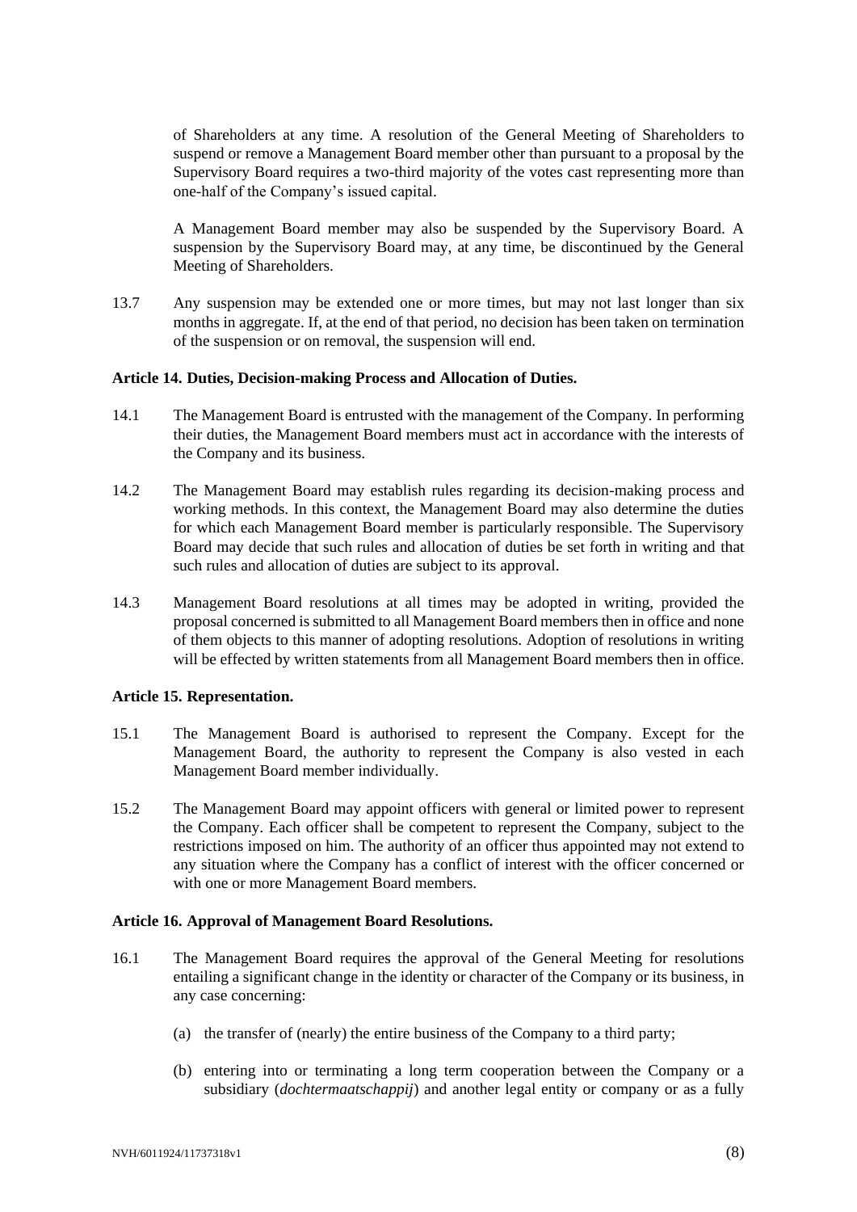of Shareholders at any time. A resolution of the General Meeting of Shareholders to suspend or remove a Management Board member other than pursuant to a proposal by the Supervisory Board requires a two-third majority of the votes cast representing more than one-half of the Company's issued capital.

A Management Board member may also be suspended by the Supervisory Board. A suspension by the Supervisory Board may, at any time, be discontinued by the General Meeting of Shareholders.

13.7 Any suspension may be extended one or more times, but may not last longer than six months in aggregate. If, at the end of that period, no decision has been taken on termination of the suspension or on removal, the suspension will end.

**Article 14. Duties, Decision-making Process and Allocation of Duties.**

14.1 The Management Board is entrusted with the management of the Company. In performing their duties, the Management Board members must act in accordance with the interests of the Company and its business.

14.2 The Management Board may establish rules regarding its decision-making process and working methods. In this context, the Management Board may also determine the duties for which each Management Board member is particularly responsible. The Supervisory Board may decide that such rules and allocation of duties be set forth in writing and that such rules and allocation of duties are subject to its approval.

14.3 Management Board resolutions at all times may be adopted in writing, provided the proposal concerned is submitted to all Management Board members then in office and none of them objects to this manner of adopting resolutions. Adoption of resolutions in writing will be effected by written statements from all Management Board members then in office.

**Article 15. Representation.**

15.1 The Management Board is authorised to represent the Company. Except for the Management Board, the authority to represent the Company is also vested in each Management Board member individually.

15.2 The Management Board may appoint officers with general or limited power to represent the Company. Each officer shall be competent to represent the Company, subject to the restrictions imposed on him. The authority of an officer thus appointed may not extend to any situation where the Company has a conflict of interest with the officer concerned or with one or more Management Board members.

**Article 16. Approval of Management Board Resolutions.**

16.1 The Management Board requires the approval of the General Meeting for resolutions entailing a significant change in the identity or character of the Company or its business, in any case concerning:

(a) the transfer of (nearly) the entire business of the Company to a third party;

(b) entering into or terminating a long term cooperation between the Company or a subsidiary (*dochtermaatschappij*) and another legal entity or company or as a fully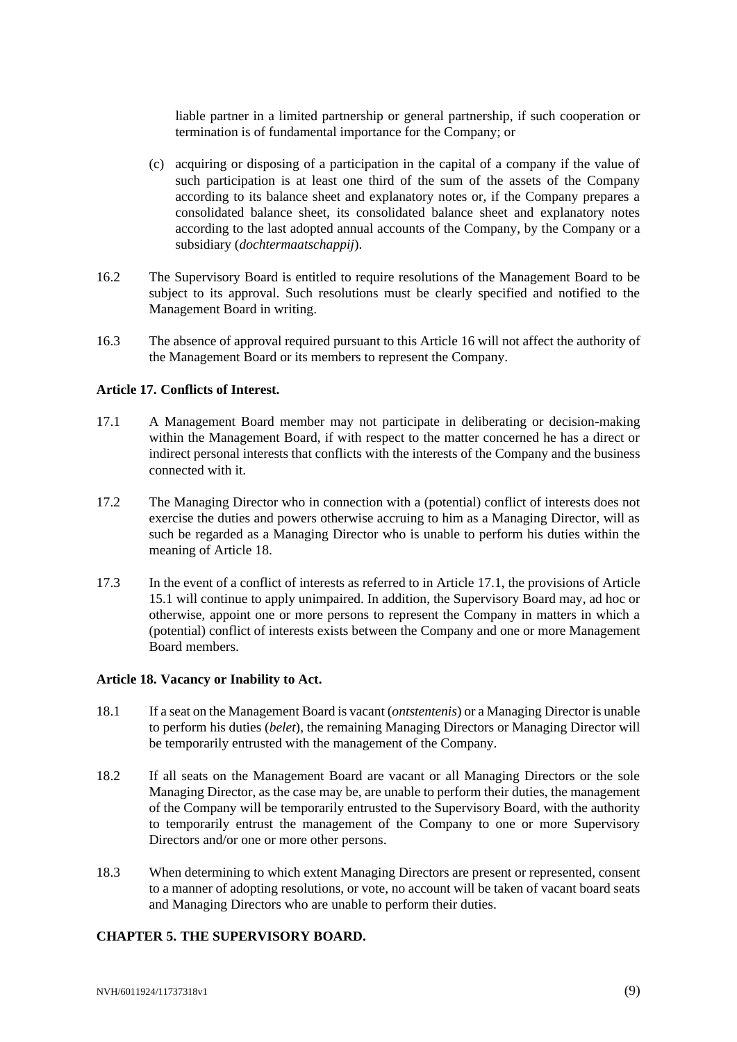liable partner in a limited partnership or general partnership, if such cooperation or termination is of fundamental importance for the Company; or

(c) acquiring or disposing of a participation in the capital of a company if the value of such participation is at least one third of the sum of the assets of the Company according to its balance sheet and explanatory notes or, if the Company prepares a consolidated balance sheet, its consolidated balance sheet and explanatory notes according to the last adopted annual accounts of the Company, by the Company or a subsidiary (*dochtermaatschappij*).

16.2 The Supervisory Board is entitled to require resolutions of the Management Board to be subject to its approval. Such resolutions must be clearly specified and notified to the Management Board in writing.

16.3 The absence of approval required pursuant to this Article 16 will not affect the authority of the Management Board or its members to represent the Company.

**Article 17. Conflicts of Interest.**

17.1 A Management Board member may not participate in deliberating or decision-making within the Management Board, if with respect to the matter concerned he has a direct or indirect personal interests that conflicts with the interests of the Company and the business connected with it.

17.2 The Managing Director who in connection with a (potential) conflict of interests does not exercise the duties and powers otherwise accruing to him as a Managing Director, will as such be regarded as a Managing Director who is unable to perform his duties within the meaning of Article 18.

17.3 In the event of a conflict of interests as referred to in Article 17.1, the provisions of Article 15.1 will continue to apply unimpaired. In addition, the Supervisory Board may, ad hoc or otherwise, appoint one or more persons to represent the Company in matters in which a (potential) conflict of interests exists between the Company and one or more Management Board members.

**Article 18. Vacancy or Inability to Act.**

18.1 If a seat on the Management Board is vacant (*ontstentenis*) or a Managing Director is unable to perform his duties (*belet*), the remaining Managing Directors or Managing Director will be temporarily entrusted with the management of the Company.

18.2 If all seats on the Management Board are vacant or all Managing Directors or the sole Managing Director, as the case may be, are unable to perform their duties, the management of the Company will be temporarily entrusted to the Supervisory Board, with the authority to temporarily entrust the management of the Company to one or more Supervisory Directors and/or one or more other persons.

18.3 When determining to which extent Managing Directors are present or represented, consent to a manner of adopting resolutions, or vote, no account will be taken of vacant board seats and Managing Directors who are unable to perform their duties.

## CHAPTER 5. THE SUPERVISORY BOARD.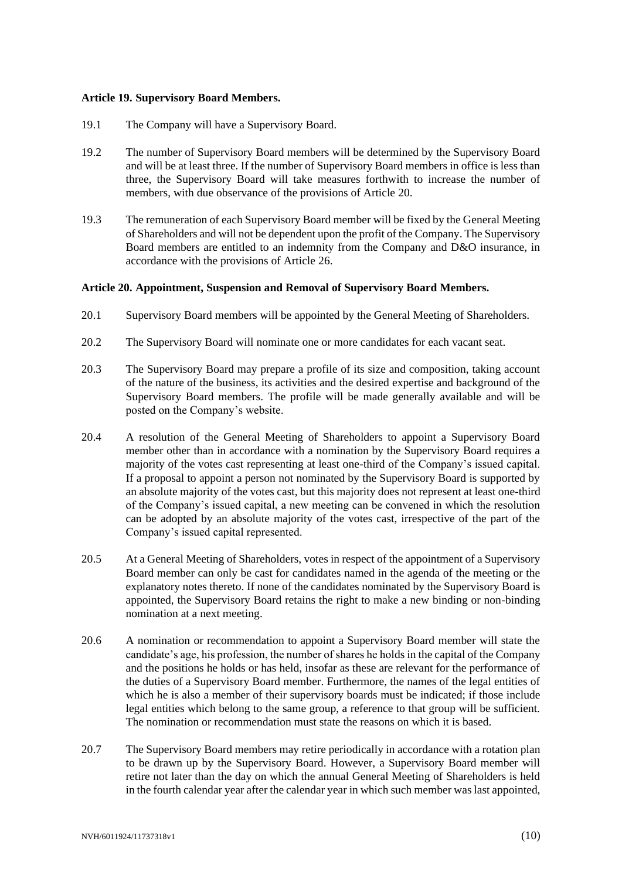**Article 19. Supervisory Board Members.**

19.1 The Company will have a Supervisory Board.

19.2 The number of Supervisory Board members will be determined by the Supervisory Board and will be at least three. If the number of Supervisory Board members in office is less than three, the Supervisory Board will take measures forthwith to increase the number of members, with due observance of the provisions of Article 20.

19.3 The remuneration of each Supervisory Board member will be fixed by the General Meeting of Shareholders and will not be dependent upon the profit of the Company. The Supervisory Board members are entitled to an indemnity from the Company and D&O insurance, in accordance with the provisions of Article 26.

**Article 20. Appointment, Suspension and Removal of Supervisory Board Members.**

20.1 Supervisory Board members will be appointed by the General Meeting of Shareholders.

20.2 The Supervisory Board will nominate one or more candidates for each vacant seat.

20.3 The Supervisory Board may prepare a profile of its size and composition, taking account of the nature of the business, its activities and the desired expertise and background of the Supervisory Board members. The profile will be made generally available and will be posted on the Company's website.

20.4 A resolution of the General Meeting of Shareholders to appoint a Supervisory Board member other than in accordance with a nomination by the Supervisory Board requires a majority of the votes cast representing at least one-third of the Company's issued capital. If a proposal to appoint a person not nominated by the Supervisory Board is supported by an absolute majority of the votes cast, but this majority does not represent at least one-third of the Company's issued capital, a new meeting can be convened in which the resolution can be adopted by an absolute majority of the votes cast, irrespective of the part of the Company's issued capital represented.

20.5 At a General Meeting of Shareholders, votes in respect of the appointment of a Supervisory Board member can only be cast for candidates named in the agenda of the meeting or the explanatory notes thereto. If none of the candidates nominated by the Supervisory Board is appointed, the Supervisory Board retains the right to make a new binding or non-binding nomination at a next meeting.

20.6 A nomination or recommendation to appoint a Supervisory Board member will state the candidate's age, his profession, the number of shares he holds in the capital of the Company and the positions he holds or has held, insofar as these are relevant for the performance of the duties of a Supervisory Board member. Furthermore, the names of the legal entities of which he is also a member of their supervisory boards must be indicated; if those include legal entities which belong to the same group, a reference to that group will be sufficient. The nomination or recommendation must state the reasons on which it is based.

20.7 The Supervisory Board members may retire periodically in accordance with a rotation plan to be drawn up by the Supervisory Board. However, a Supervisory Board member will retire not later than the day on which the annual General Meeting of Shareholders is held in the fourth calendar year after the calendar year in which such member was last appointed,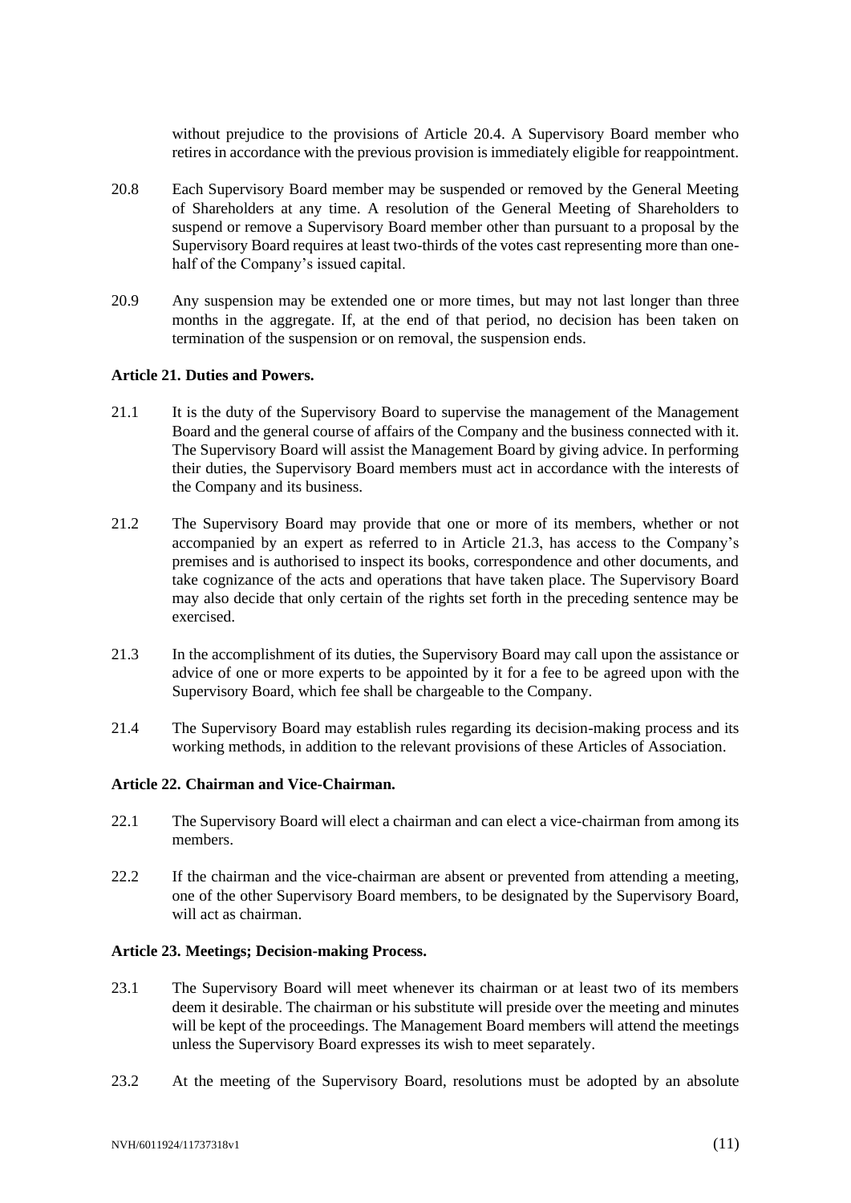without prejudice to the provisions of Article 20.4. A Supervisory Board member who retires in accordance with the previous provision is immediately eligible for reappointment.

20.8 Each Supervisory Board member may be suspended or removed by the General Meeting of Shareholders at any time. A resolution of the General Meeting of Shareholders to suspend or remove a Supervisory Board member other than pursuant to a proposal by the Supervisory Board requires at least two-thirds of the votes cast representing more than one-half of the Company's issued capital.

20.9 Any suspension may be extended one or more times, but may not last longer than three months in the aggregate. If, at the end of that period, no decision has been taken on termination of the suspension or on removal, the suspension ends.

**Article 21. Duties and Powers.**

21.1 It is the duty of the Supervisory Board to supervise the management of the Management Board and the general course of affairs of the Company and the business connected with it. The Supervisory Board will assist the Management Board by giving advice. In performing their duties, the Supervisory Board members must act in accordance with the interests of the Company and its business.

21.2 The Supervisory Board may provide that one or more of its members, whether or not accompanied by an expert as referred to in Article 21.3, has access to the Company's premises and is authorised to inspect its books, correspondence and other documents, and take cognizance of the acts and operations that have taken place. The Supervisory Board may also decide that only certain of the rights set forth in the preceding sentence may be exercised.

21.3 In the accomplishment of its duties, the Supervisory Board may call upon the assistance or advice of one or more experts to be appointed by it for a fee to be agreed upon with the Supervisory Board, which fee shall be chargeable to the Company.

21.4 The Supervisory Board may establish rules regarding its decision-making process and its working methods, in addition to the relevant provisions of these Articles of Association.

**Article 22. Chairman and Vice-Chairman.**

22.1 The Supervisory Board will elect a chairman and can elect a vice-chairman from among its members.

22.2 If the chairman and the vice-chairman are absent or prevented from attending a meeting, one of the other Supervisory Board members, to be designated by the Supervisory Board, will act as chairman.

**Article 23. Meetings; Decision-making Process.**

23.1 The Supervisory Board will meet whenever its chairman or at least two of its members deem it desirable. The chairman or his substitute will preside over the meeting and minutes will be kept of the proceedings. The Management Board members will attend the meetings unless the Supervisory Board expresses its wish to meet separately.

23.2 At the meeting of the Supervisory Board, resolutions must be adopted by an absolute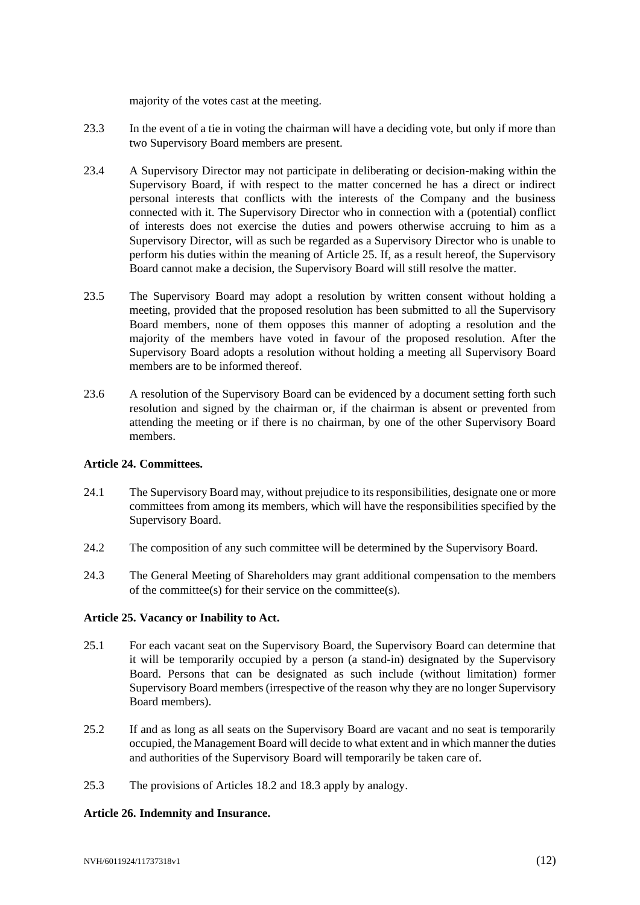majority of the votes cast at the meeting.

23.3 In the event of a tie in voting the chairman will have a deciding vote, but only if more than two Supervisory Board members are present.

23.4 A Supervisory Director may not participate in deliberating or decision-making within the Supervisory Board, if with respect to the matter concerned he has a direct or indirect personal interests that conflicts with the interests of the Company and the business connected with it. The Supervisory Director who in connection with a (potential) conflict of interests does not exercise the duties and powers otherwise accruing to him as a Supervisory Director, will as such be regarded as a Supervisory Director who is unable to perform his duties within the meaning of Article 25. If, as a result hereof, the Supervisory Board cannot make a decision, the Supervisory Board will still resolve the matter.

23.5 The Supervisory Board may adopt a resolution by written consent without holding a meeting, provided that the proposed resolution has been submitted to all the Supervisory Board members, none of them opposes this manner of adopting a resolution and the majority of the members have voted in favour of the proposed resolution. After the Supervisory Board adopts a resolution without holding a meeting all Supervisory Board members are to be informed thereof.

23.6 A resolution of the Supervisory Board can be evidenced by a document setting forth such resolution and signed by the chairman or, if the chairman is absent or prevented from attending the meeting or if there is no chairman, by one of the other Supervisory Board members.

**Article 24. Committees.**

24.1 The Supervisory Board may, without prejudice to its responsibilities, designate one or more committees from among its members, which will have the responsibilities specified by the Supervisory Board.

24.2 The composition of any such committee will be determined by the Supervisory Board.

24.3 The General Meeting of Shareholders may grant additional compensation to the members of the committee(s) for their service on the committee(s).

**Article 25. Vacancy or Inability to Act.**

25.1 For each vacant seat on the Supervisory Board, the Supervisory Board can determine that it will be temporarily occupied by a person (a stand-in) designated by the Supervisory Board. Persons that can be designated as such include (without limitation) former Supervisory Board members (irrespective of the reason why they are no longer Supervisory Board members).

25.2 If and as long as all seats on the Supervisory Board are vacant and no seat is temporarily occupied, the Management Board will decide to what extent and in which manner the duties and authorities of the Supervisory Board will temporarily be taken care of.

25.3 The provisions of Articles 18.2 and 18.3 apply by analogy.

**Article 26. Indemnity and Insurance.**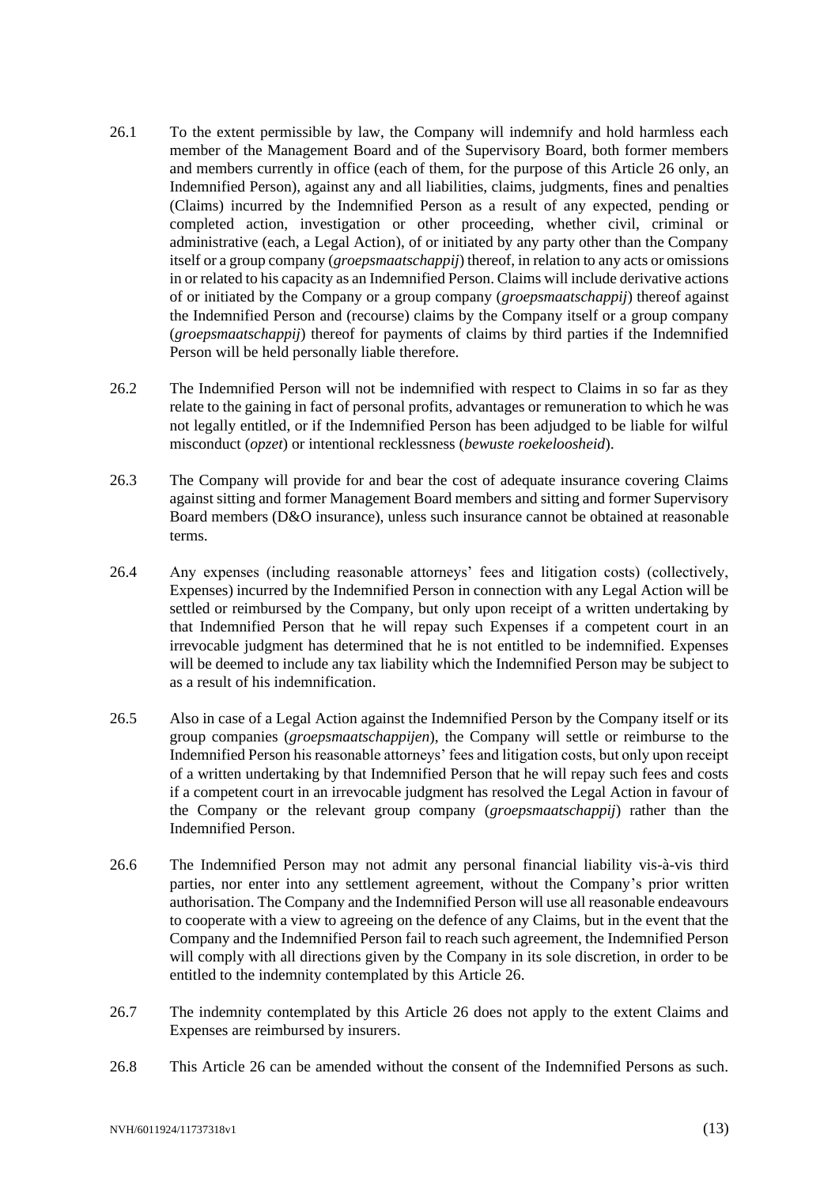26.1 To the extent permissible by law, the Company will indemnify and hold harmless each member of the Management Board and of the Supervisory Board, both former members and members currently in office (each of them, for the purpose of this Article 26 only, an Indemnified Person), against any and all liabilities, claims, judgments, fines and penalties (Claims) incurred by the Indemnified Person as a result of any expected, pending or completed action, investigation or other proceeding, whether civil, criminal or administrative (each, a Legal Action), of or initiated by any party other than the Company itself or a group company (*groepsmaatschappij*) thereof, in relation to any acts or omissions in or related to his capacity as an Indemnified Person. Claims will include derivative actions of or initiated by the Company or a group company (*groepsmaatschappij*) thereof against the Indemnified Person and (recourse) claims by the Company itself or a group company (*groepsmaatschappij*) thereof for payments of claims by third parties if the Indemnified Person will be held personally liable therefore.

26.2 The Indemnified Person will not be indemnified with respect to Claims in so far as they relate to the gaining in fact of personal profits, advantages or remuneration to which he was not legally entitled, or if the Indemnified Person has been adjudged to be liable for wilful misconduct (*opzet*) or intentional recklessness (*bewuste roekeloosheid*).

26.3 The Company will provide for and bear the cost of adequate insurance covering Claims against sitting and former Management Board members and sitting and former Supervisory Board members (D&O insurance), unless such insurance cannot be obtained at reasonable terms.

26.4 Any expenses (including reasonable attorneys' fees and litigation costs) (collectively, Expenses) incurred by the Indemnified Person in connection with any Legal Action will be settled or reimbursed by the Company, but only upon receipt of a written undertaking by that Indemnified Person that he will repay such Expenses if a competent court in an irrevocable judgment has determined that he is not entitled to be indemnified. Expenses will be deemed to include any tax liability which the Indemnified Person may be subject to as a result of his indemnification.

26.5 Also in case of a Legal Action against the Indemnified Person by the Company itself or its group companies (*groepsmaatschappijen*), the Company will settle or reimburse to the Indemnified Person his reasonable attorneys' fees and litigation costs, but only upon receipt of a written undertaking by that Indemnified Person that he will repay such fees and costs if a competent court in an irrevocable judgment has resolved the Legal Action in favour of the Company or the relevant group company (*groepsmaatschappij*) rather than the Indemnified Person.

26.6 The Indemnified Person may not admit any personal financial liability vis-à-vis third parties, nor enter into any settlement agreement, without the Company's prior written authorisation. The Company and the Indemnified Person will use all reasonable endeavours to cooperate with a view to agreeing on the defence of any Claims, but in the event that the Company and the Indemnified Person fail to reach such agreement, the Indemnified Person will comply with all directions given by the Company in its sole discretion, in order to be entitled to the indemnity contemplated by this Article 26.

26.7 The indemnity contemplated by this Article 26 does not apply to the extent Claims and Expenses are reimbursed by insurers.

26.8 This Article 26 can be amended without the consent of the Indemnified Persons as such.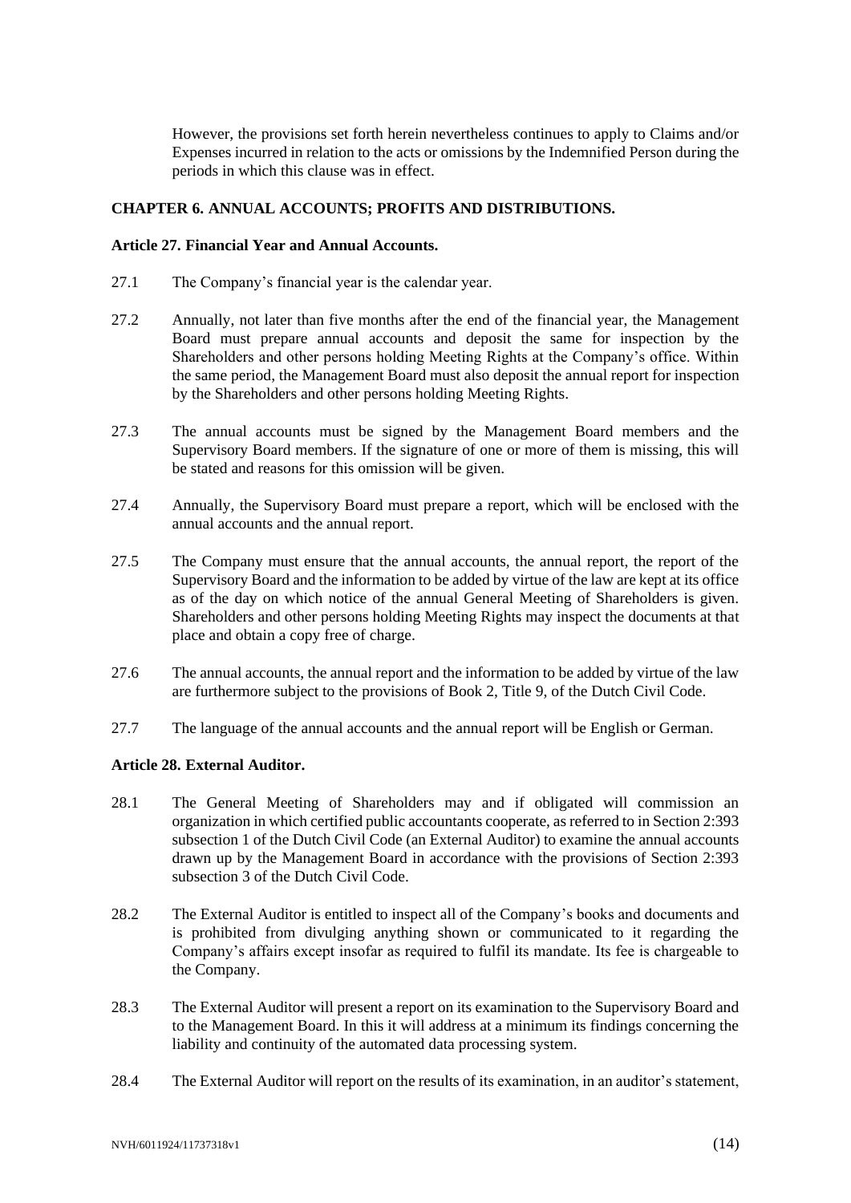However, the provisions set forth herein nevertheless continues to apply to Claims and/or Expenses incurred in relation to the acts or omissions by the Indemnified Person during the periods in which this clause was in effect.

## CHAPTER 6. ANNUAL ACCOUNTS; PROFITS AND DISTRIBUTIONS.

### Article 27. Financial Year and Annual Accounts.

27.1 The Company's financial year is the calendar year.

27.2 Annually, not later than five months after the end of the financial year, the Management Board must prepare annual accounts and deposit the same for inspection by the Shareholders and other persons holding Meeting Rights at the Company's office. Within the same period, the Management Board must also deposit the annual report for inspection by the Shareholders and other persons holding Meeting Rights.

27.3 The annual accounts must be signed by the Management Board members and the Supervisory Board members. If the signature of one or more of them is missing, this will be stated and reasons for this omission will be given.

27.4 Annually, the Supervisory Board must prepare a report, which will be enclosed with the annual accounts and the annual report.

27.5 The Company must ensure that the annual accounts, the annual report, the report of the Supervisory Board and the information to be added by virtue of the law are kept at its office as of the day on which notice of the annual General Meeting of Shareholders is given. Shareholders and other persons holding Meeting Rights may inspect the documents at that place and obtain a copy free of charge.

27.6 The annual accounts, the annual report and the information to be added by virtue of the law are furthermore subject to the provisions of Book 2, Title 9, of the Dutch Civil Code.

27.7 The language of the annual accounts and the annual report will be English or German.

### Article 28. External Auditor.

28.1 The General Meeting of Shareholders may and if obligated will commission an organization in which certified public accountants cooperate, as referred to in Section 2:393 subsection 1 of the Dutch Civil Code (an External Auditor) to examine the annual accounts drawn up by the Management Board in accordance with the provisions of Section 2:393 subsection 3 of the Dutch Civil Code.

28.2 The External Auditor is entitled to inspect all of the Company's books and documents and is prohibited from divulging anything shown or communicated to it regarding the Company's affairs except insofar as required to fulfil its mandate. Its fee is chargeable to the Company.

28.3 The External Auditor will present a report on its examination to the Supervisory Board and to the Management Board. In this it will address at a minimum its findings concerning the liability and continuity of the automated data processing system.

28.4 The External Auditor will report on the results of its examination, in an auditor's statement,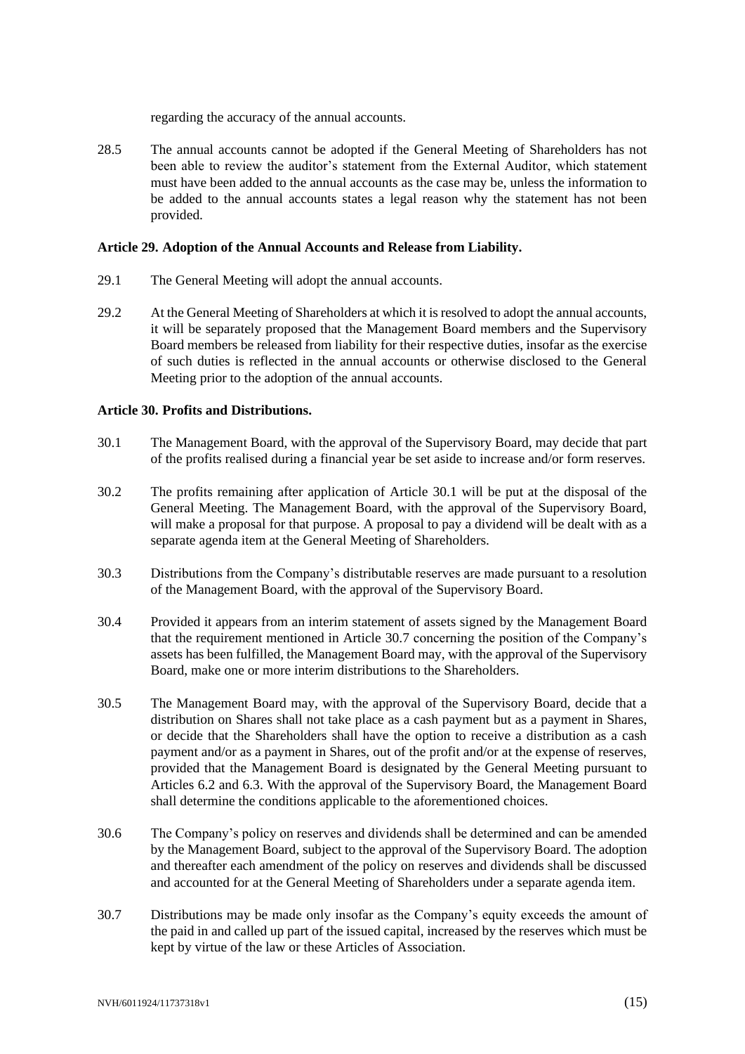regarding the accuracy of the annual accounts.

28.5 The annual accounts cannot be adopted if the General Meeting of Shareholders has not been able to review the auditor's statement from the External Auditor, which statement must have been added to the annual accounts as the case may be, unless the information to be added to the annual accounts states a legal reason why the statement has not been provided.

**Article 29. Adoption of the Annual Accounts and Release from Liability.**

29.1 The General Meeting will adopt the annual accounts.

29.2 At the General Meeting of Shareholders at which it is resolved to adopt the annual accounts, it will be separately proposed that the Management Board members and the Supervisory Board members be released from liability for their respective duties, insofar as the exercise of such duties is reflected in the annual accounts or otherwise disclosed to the General Meeting prior to the adoption of the annual accounts.

**Article 30. Profits and Distributions.**

30.1 The Management Board, with the approval of the Supervisory Board, may decide that part of the profits realised during a financial year be set aside to increase and/or form reserves.

30.2 The profits remaining after application of Article 30.1 will be put at the disposal of the General Meeting. The Management Board, with the approval of the Supervisory Board, will make a proposal for that purpose. A proposal to pay a dividend will be dealt with as a separate agenda item at the General Meeting of Shareholders.

30.3 Distributions from the Company's distributable reserves are made pursuant to a resolution of the Management Board, with the approval of the Supervisory Board.

30.4 Provided it appears from an interim statement of assets signed by the Management Board that the requirement mentioned in Article 30.7 concerning the position of the Company's assets has been fulfilled, the Management Board may, with the approval of the Supervisory Board, make one or more interim distributions to the Shareholders.

30.5 The Management Board may, with the approval of the Supervisory Board, decide that a distribution on Shares shall not take place as a cash payment but as a payment in Shares, or decide that the Shareholders shall have the option to receive a distribution as a cash payment and/or as a payment in Shares, out of the profit and/or at the expense of reserves, provided that the Management Board is designated by the General Meeting pursuant to Articles 6.2 and 6.3. With the approval of the Supervisory Board, the Management Board shall determine the conditions applicable to the aforementioned choices.

30.6 The Company's policy on reserves and dividends shall be determined and can be amended by the Management Board, subject to the approval of the Supervisory Board. The adoption and thereafter each amendment of the policy on reserves and dividends shall be discussed and accounted for at the General Meeting of Shareholders under a separate agenda item.

30.7 Distributions may be made only insofar as the Company's equity exceeds the amount of the paid in and called up part of the issued capital, increased by the reserves which must be kept by virtue of the law or these Articles of Association.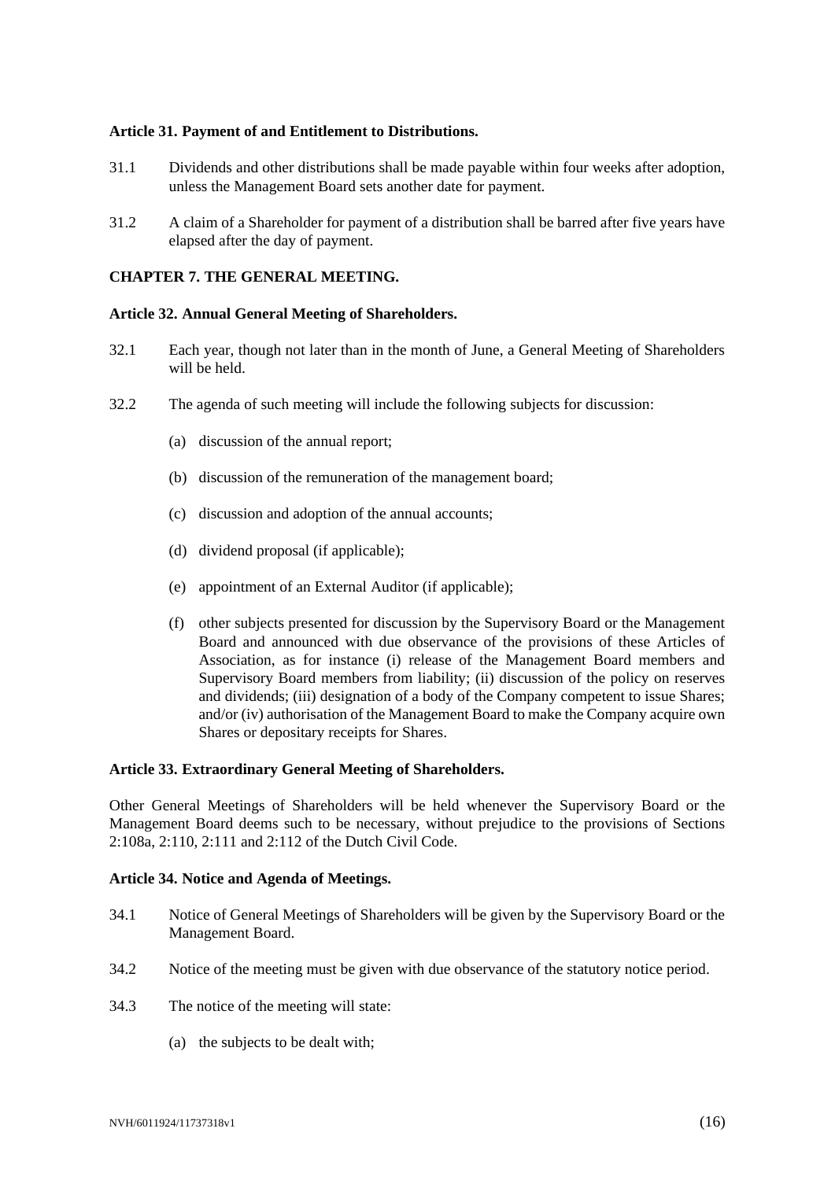**Article 31. Payment of and Entitlement to Distributions.**

31.1 Dividends and other distributions shall be made payable within four weeks after adoption, unless the Management Board sets another date for payment.

31.2 A claim of a Shareholder for payment of a distribution shall be barred after five years have elapsed after the day of payment.

**CHAPTER 7. THE GENERAL MEETING.**

**Article 32. Annual General Meeting of Shareholders.**

32.1 Each year, though not later than in the month of June, a General Meeting of Shareholders will be held.

32.2 The agenda of such meeting will include the following subjects for discussion:

(a) discussion of the annual report;

(b) discussion of the remuneration of the management board;

(c) discussion and adoption of the annual accounts;

(d) dividend proposal (if applicable);

(e) appointment of an External Auditor (if applicable);

(f) other subjects presented for discussion by the Supervisory Board or the Management Board and announced with due observance of the provisions of these Articles of Association, as for instance (i) release of the Management Board members and Supervisory Board members from liability; (ii) discussion of the policy on reserves and dividends; (iii) designation of a body of the Company competent to issue Shares; and/or (iv) authorisation of the Management Board to make the Company acquire own Shares or depositary receipts for Shares.

**Article 33. Extraordinary General Meeting of Shareholders.**

Other General Meetings of Shareholders will be held whenever the Supervisory Board or the Management Board deems such to be necessary, without prejudice to the provisions of Sections 2:108a, 2:110, 2:111 and 2:112 of the Dutch Civil Code.

**Article 34. Notice and Agenda of Meetings.**

34.1 Notice of General Meetings of Shareholders will be given by the Supervisory Board or the Management Board.

34.2 Notice of the meeting must be given with due observance of the statutory notice period.

34.3 The notice of the meeting will state:

(a) the subjects to be dealt with;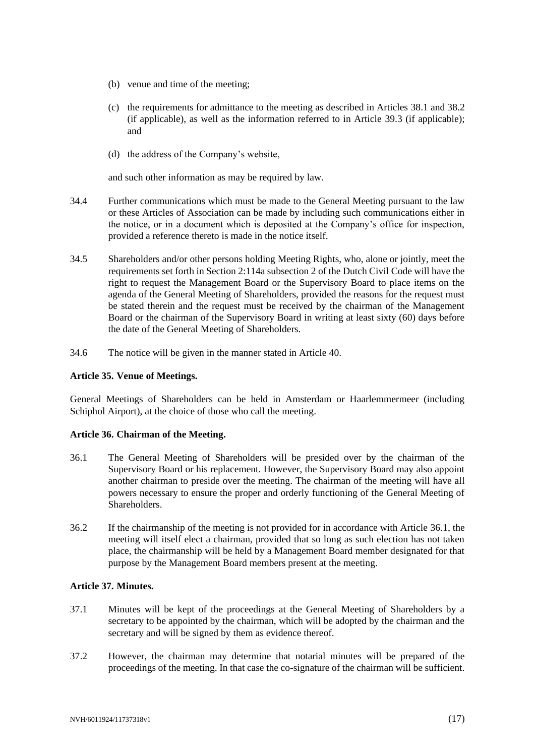(b) venue and time of the meeting;

(c) the requirements for admittance to the meeting as described in Articles 38.1 and 38.2 (if applicable), as well as the information referred to in Article 39.3 (if applicable); and

(d) the address of the Company's website,

and such other information as may be required by law.

34.4 Further communications which must be made to the General Meeting pursuant to the law or these Articles of Association can be made by including such communications either in the notice, or in a document which is deposited at the Company's office for inspection, provided a reference thereto is made in the notice itself.

34.5 Shareholders and/or other persons holding Meeting Rights, who, alone or jointly, meet the requirements set forth in Section 2:114a subsection 2 of the Dutch Civil Code will have the right to request the Management Board or the Supervisory Board to place items on the agenda of the General Meeting of Shareholders, provided the reasons for the request must be stated therein and the request must be received by the chairman of the Management Board or the chairman of the Supervisory Board in writing at least sixty (60) days before the date of the General Meeting of Shareholders.

34.6 The notice will be given in the manner stated in Article 40.

**Article 35. Venue of Meetings.**

General Meetings of Shareholders can be held in Amsterdam or Haarlemmermeer (including Schiphol Airport), at the choice of those who call the meeting.

**Article 36. Chairman of the Meeting.**

36.1 The General Meeting of Shareholders will be presided over by the chairman of the Supervisory Board or his replacement. However, the Supervisory Board may also appoint another chairman to preside over the meeting. The chairman of the meeting will have all powers necessary to ensure the proper and orderly functioning of the General Meeting of Shareholders.

36.2 If the chairmanship of the meeting is not provided for in accordance with Article 36.1, the meeting will itself elect a chairman, provided that so long as such election has not taken place, the chairmanship will be held by a Management Board member designated for that purpose by the Management Board members present at the meeting.

**Article 37. Minutes.**

37.1 Minutes will be kept of the proceedings at the General Meeting of Shareholders by a secretary to be appointed by the chairman, which will be adopted by the chairman and the secretary and will be signed by them as evidence thereof.

37.2 However, the chairman may determine that notarial minutes will be prepared of the proceedings of the meeting. In that case the co-signature of the chairman will be sufficient.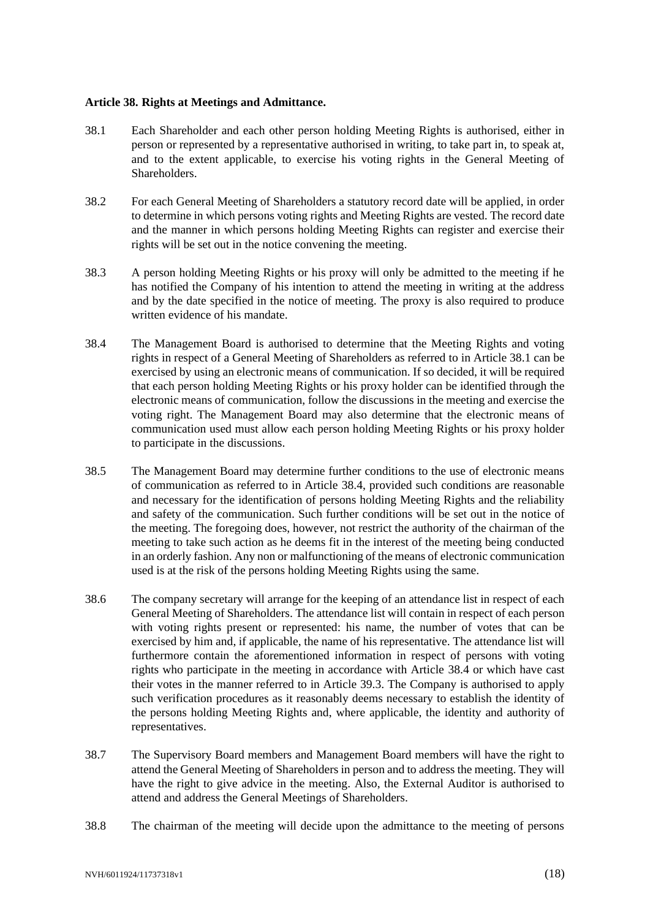**Article 38. Rights at Meetings and Admittance.**

38.1 Each Shareholder and each other person holding Meeting Rights is authorised, either in person or represented by a representative authorised in writing, to take part in, to speak at, and to the extent applicable, to exercise his voting rights in the General Meeting of Shareholders.

38.2 For each General Meeting of Shareholders a statutory record date will be applied, in order to determine in which persons voting rights and Meeting Rights are vested. The record date and the manner in which persons holding Meeting Rights can register and exercise their rights will be set out in the notice convening the meeting.

38.3 A person holding Meeting Rights or his proxy will only be admitted to the meeting if he has notified the Company of his intention to attend the meeting in writing at the address and by the date specified in the notice of meeting. The proxy is also required to produce written evidence of his mandate.

38.4 The Management Board is authorised to determine that the Meeting Rights and voting rights in respect of a General Meeting of Shareholders as referred to in Article 38.1 can be exercised by using an electronic means of communication. If so decided, it will be required that each person holding Meeting Rights or his proxy holder can be identified through the electronic means of communication, follow the discussions in the meeting and exercise the voting right. The Management Board may also determine that the electronic means of communication used must allow each person holding Meeting Rights or his proxy holder to participate in the discussions.

38.5 The Management Board may determine further conditions to the use of electronic means of communication as referred to in Article 38.4, provided such conditions are reasonable and necessary for the identification of persons holding Meeting Rights and the reliability and safety of the communication. Such further conditions will be set out in the notice of the meeting. The foregoing does, however, not restrict the authority of the chairman of the meeting to take such action as he deems fit in the interest of the meeting being conducted in an orderly fashion. Any non or malfunctioning of the means of electronic communication used is at the risk of the persons holding Meeting Rights using the same.

38.6 The company secretary will arrange for the keeping of an attendance list in respect of each General Meeting of Shareholders. The attendance list will contain in respect of each person with voting rights present or represented: his name, the number of votes that can be exercised by him and, if applicable, the name of his representative. The attendance list will furthermore contain the aforementioned information in respect of persons with voting rights who participate in the meeting in accordance with Article 38.4 or which have cast their votes in the manner referred to in Article 39.3. The Company is authorised to apply such verification procedures as it reasonably deems necessary to establish the identity of the persons holding Meeting Rights and, where applicable, the identity and authority of representatives.

38.7 The Supervisory Board members and Management Board members will have the right to attend the General Meeting of Shareholders in person and to address the meeting. They will have the right to give advice in the meeting. Also, the External Auditor is authorised to attend and address the General Meetings of Shareholders.

38.8 The chairman of the meeting will decide upon the admittance to the meeting of persons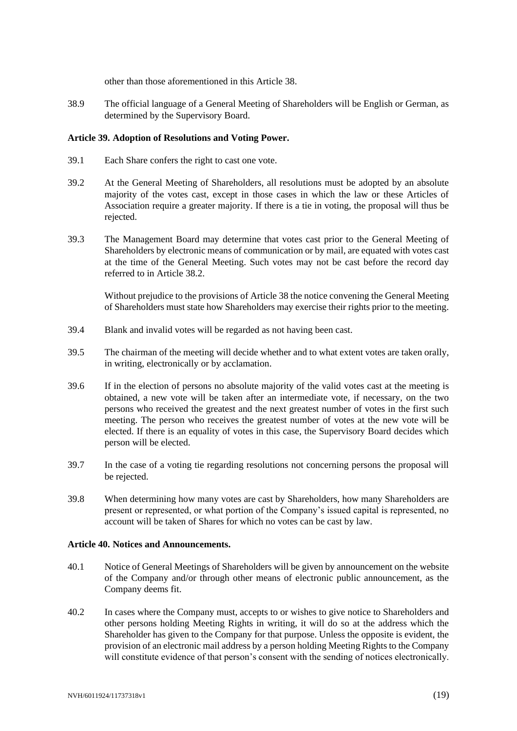other than those aforementioned in this Article 38.

38.9 The official language of a General Meeting of Shareholders will be English or German, as determined by the Supervisory Board.

**Article 39. Adoption of Resolutions and Voting Power.**

39.1 Each Share confers the right to cast one vote.

39.2 At the General Meeting of Shareholders, all resolutions must be adopted by an absolute majority of the votes cast, except in those cases in which the law or these Articles of Association require a greater majority. If there is a tie in voting, the proposal will thus be rejected.

39.3 The Management Board may determine that votes cast prior to the General Meeting of Shareholders by electronic means of communication or by mail, are equated with votes cast at the time of the General Meeting. Such votes may not be cast before the record day referred to in Article 38.2.

Without prejudice to the provisions of Article 38 the notice convening the General Meeting of Shareholders must state how Shareholders may exercise their rights prior to the meeting.

39.4 Blank and invalid votes will be regarded as not having been cast.

39.5 The chairman of the meeting will decide whether and to what extent votes are taken orally, in writing, electronically or by acclamation.

39.6 If in the election of persons no absolute majority of the valid votes cast at the meeting is obtained, a new vote will be taken after an intermediate vote, if necessary, on the two persons who received the greatest and the next greatest number of votes in the first such meeting. The person who receives the greatest number of votes at the new vote will be elected. If there is an equality of votes in this case, the Supervisory Board decides which person will be elected.

39.7 In the case of a voting tie regarding resolutions not concerning persons the proposal will be rejected.

39.8 When determining how many votes are cast by Shareholders, how many Shareholders are present or represented, or what portion of the Company's issued capital is represented, no account will be taken of Shares for which no votes can be cast by law.

**Article 40. Notices and Announcements.**

40.1 Notice of General Meetings of Shareholders will be given by announcement on the website of the Company and/or through other means of electronic public announcement, as the Company deems fit.

40.2 In cases where the Company must, accepts to or wishes to give notice to Shareholders and other persons holding Meeting Rights in writing, it will do so at the address which the Shareholder has given to the Company for that purpose. Unless the opposite is evident, the provision of an electronic mail address by a person holding Meeting Rights to the Company will constitute evidence of that person's consent with the sending of notices electronically.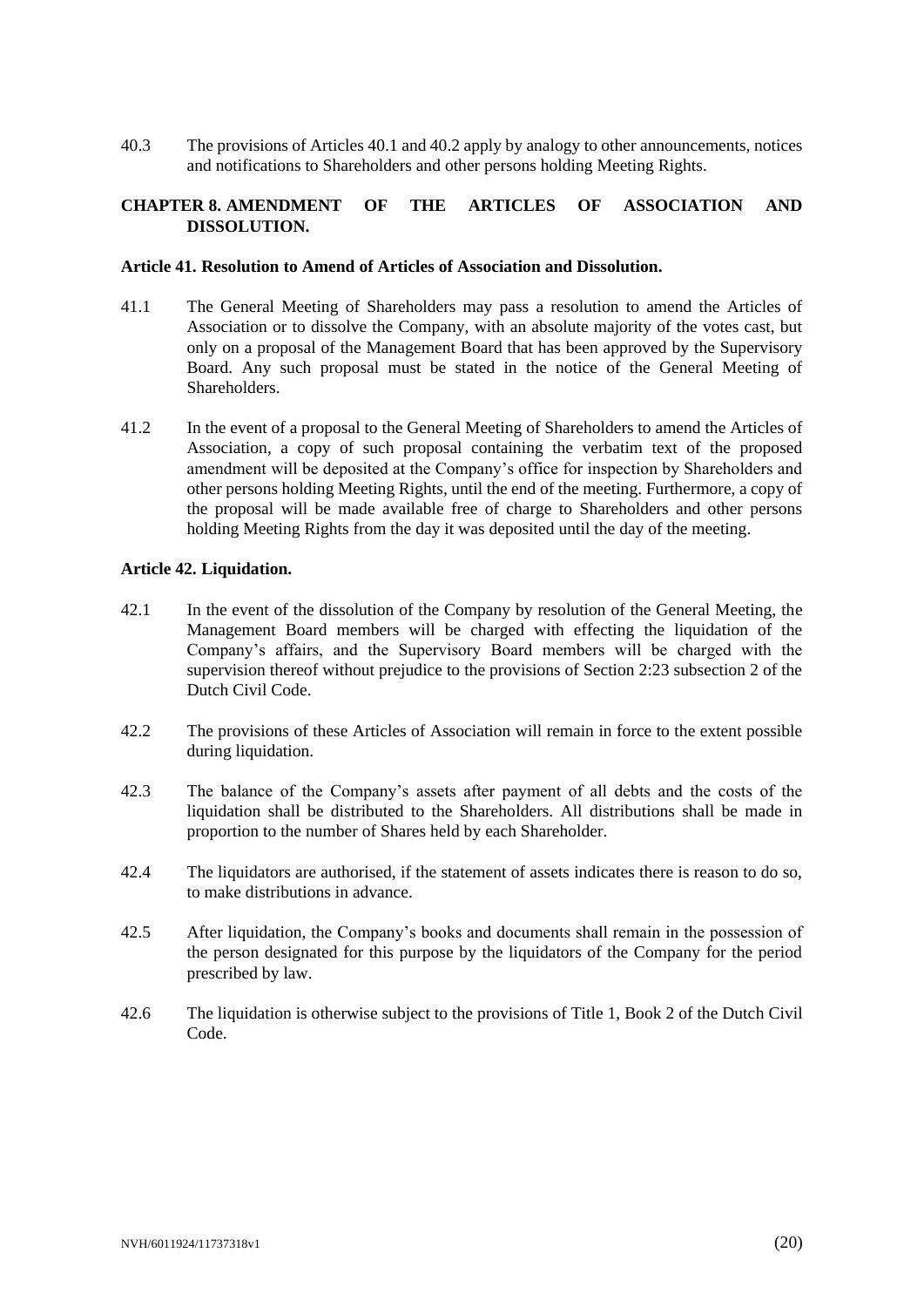40.3 The provisions of Articles 40.1 and 40.2 apply by analogy to other announcements, notices and notifications to Shareholders and other persons holding Meeting Rights.

## CHAPTER 8. AMENDMENT OF THE ARTICLES OF ASSOCIATION AND DISSOLUTION.

### Article 41. Resolution to Amend of Articles of Association and Dissolution.

41.1 The General Meeting of Shareholders may pass a resolution to amend the Articles of Association or to dissolve the Company, with an absolute majority of the votes cast, but only on a proposal of the Management Board that has been approved by the Supervisory Board. Any such proposal must be stated in the notice of the General Meeting of Shareholders.

41.2 In the event of a proposal to the General Meeting of Shareholders to amend the Articles of Association, a copy of such proposal containing the verbatim text of the proposed amendment will be deposited at the Company's office for inspection by Shareholders and other persons holding Meeting Rights, until the end of the meeting. Furthermore, a copy of the proposal will be made available free of charge to Shareholders and other persons holding Meeting Rights from the day it was deposited until the day of the meeting.

### Article 42. Liquidation.

42.1 In the event of the dissolution of the Company by resolution of the General Meeting, the Management Board members will be charged with effecting the liquidation of the Company's affairs, and the Supervisory Board members will be charged with the supervision thereof without prejudice to the provisions of Section 2:23 subsection 2 of the Dutch Civil Code.

42.2 The provisions of these Articles of Association will remain in force to the extent possible during liquidation.

42.3 The balance of the Company's assets after payment of all debts and the costs of the liquidation shall be distributed to the Shareholders. All distributions shall be made in proportion to the number of Shares held by each Shareholder.

42.4 The liquidators are authorised, if the statement of assets indicates there is reason to do so, to make distributions in advance.

42.5 After liquidation, the Company's books and documents shall remain in the possession of the person designated for this purpose by the liquidators of the Company for the period prescribed by law.

42.6 The liquidation is otherwise subject to the provisions of Title 1, Book 2 of the Dutch Civil Code.